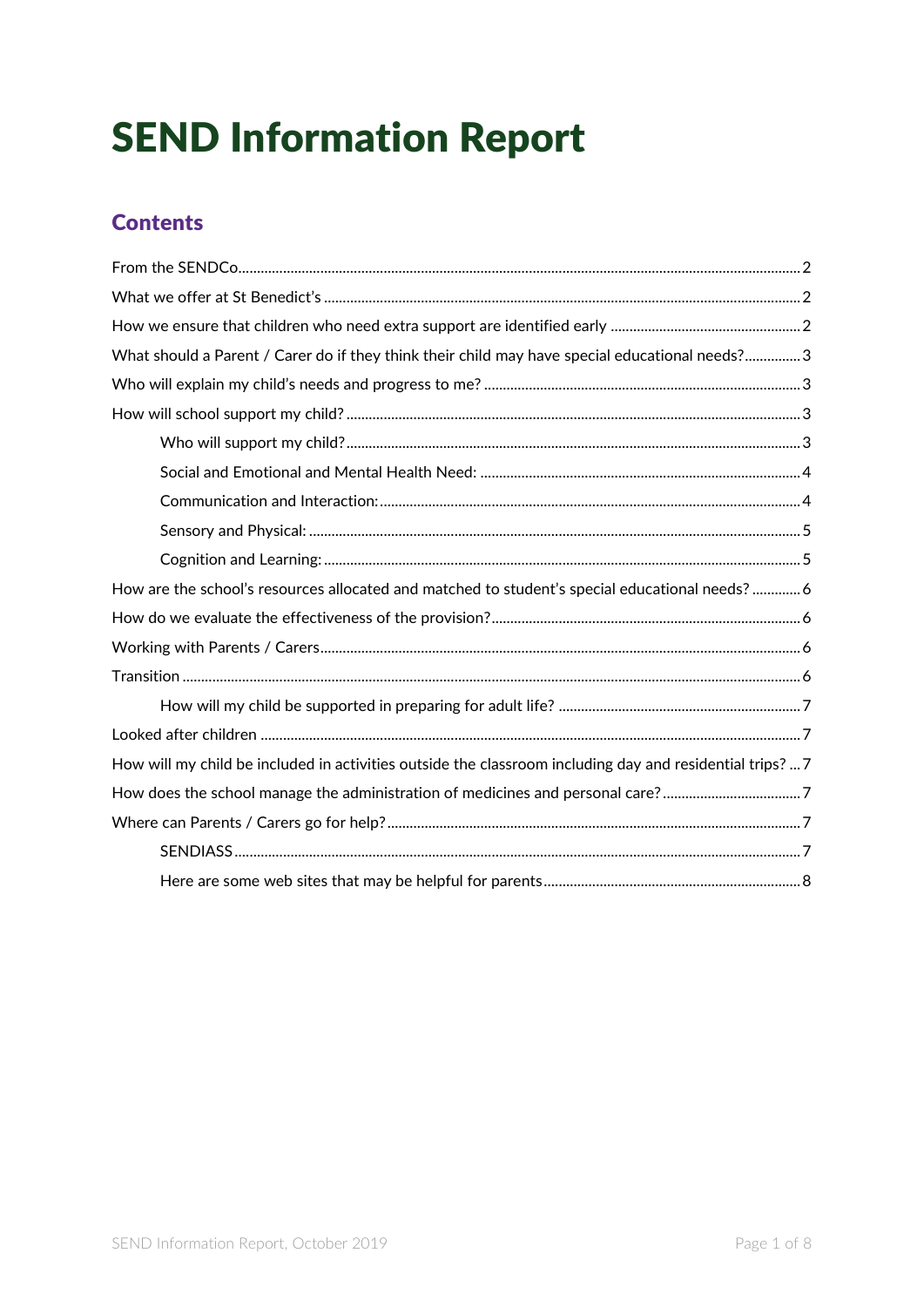# SEND Information Report

## Contents

From the SENDCo ..... 2

What we offer at St Benedict's ..... 2

How we ensure that children who need extra support are identified early ..... 2

What should a Parent / Carer do if they think their child may have special educational needs? ..... 3

Who will explain my child's needs and progress to me? ..... 3

How will school support my child? ..... 3

- Who will support my child? ..... 3
- Social and Emotional and Mental Health Need: ..... 4
- Communication and Interaction: ..... 4
- Sensory and Physical: ..... 5
- Cognition and Learning: ..... 5

How are the school's resources allocated and matched to student's special educational needs? ..... 6

How do we evaluate the effectiveness of the provision? ..... 6

Working with Parents / Carers ..... 6

Transition ..... 6

- How will my child be supported in preparing for adult life? ..... 7

Looked after children ..... 7

How will my child be included in activities outside the classroom including day and residential trips? ..... 7

How does the school manage the administration of medicines and personal care? ..... 7

Where can Parents / Carers go for help? ..... 7

- SENDIASS ..... 7
- Here are some web sites that may be helpful for parents ..... 8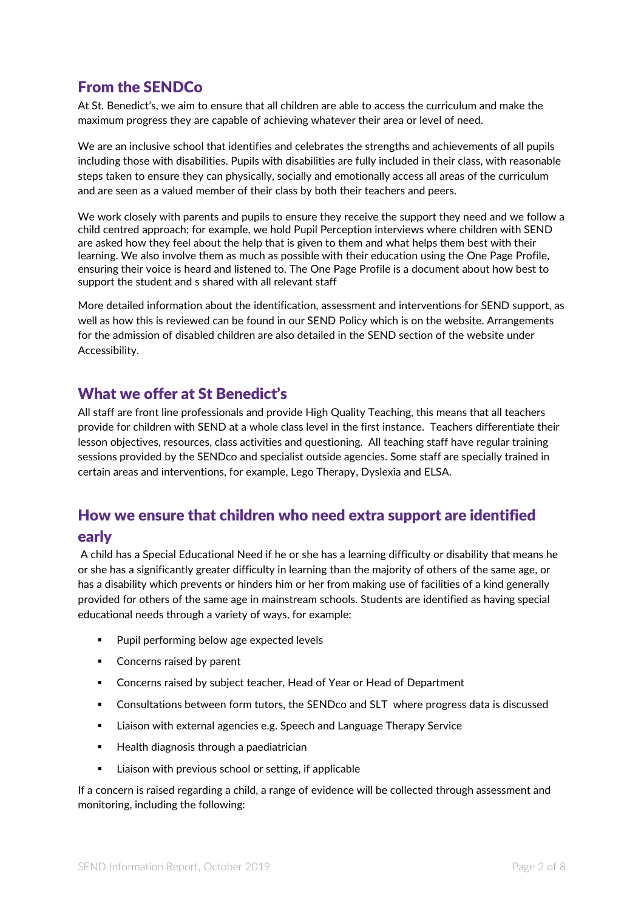## From the SENDCo

At St. Benedict's, we aim to ensure that all children are able to access the curriculum and make the maximum progress they are capable of achieving whatever their area or level of need.

We are an inclusive school that identifies and celebrates the strengths and achievements of all pupils including those with disabilities. Pupils with disabilities are fully included in their class, with reasonable steps taken to ensure they can physically, socially and emotionally access all areas of the curriculum and are seen as a valued member of their class by both their teachers and peers.

We work closely with parents and pupils to ensure they receive the support they need and we follow a child centred approach; for example, we hold Pupil Perception interviews where children with SEND are asked how they feel about the help that is given to them and what helps them best with their learning. We also involve them as much as possible with their education using the One Page Profile, ensuring their voice is heard and listened to. The One Page Profile is a document about how best to support the student and s shared with all relevant staff

More detailed information about the identification, assessment and interventions for SEND support, as well as how this is reviewed can be found in our SEND Policy which is on the website. Arrangements for the admission of disabled children are also detailed in the SEND section of the website under Accessibility.

## What we offer at St Benedict's

All staff are front line professionals and provide High Quality Teaching, this means that all teachers provide for children with SEND at a whole class level in the first instance. Teachers differentiate their lesson objectives, resources, class activities and questioning. All teaching staff have regular training sessions provided by the SENDco and specialist outside agencies. Some staff are specially trained in certain areas and interventions, for example, Lego Therapy, Dyslexia and ELSA.

## How we ensure that children who need extra support are identified early

A child has a Special Educational Need if he or she has a learning difficulty or disability that means he or she has a significantly greater difficulty in learning than the majority of others of the same age, or has a disability which prevents or hinders him or her from making use of facilities of a kind generally provided for others of the same age in mainstream schools. Students are identified as having special educational needs through a variety of ways, for example:

- Pupil performing below age expected levels
- Concerns raised by parent
- Concerns raised by subject teacher, Head of Year or Head of Department
- Consultations between form tutors, the SENDco and SLT where progress data is discussed
- Liaison with external agencies e.g. Speech and Language Therapy Service
- Health diagnosis through a paediatrician
- Liaison with previous school or setting, if applicable

If a concern is raised regarding a child, a range of evidence will be collected through assessment and monitoring, including the following: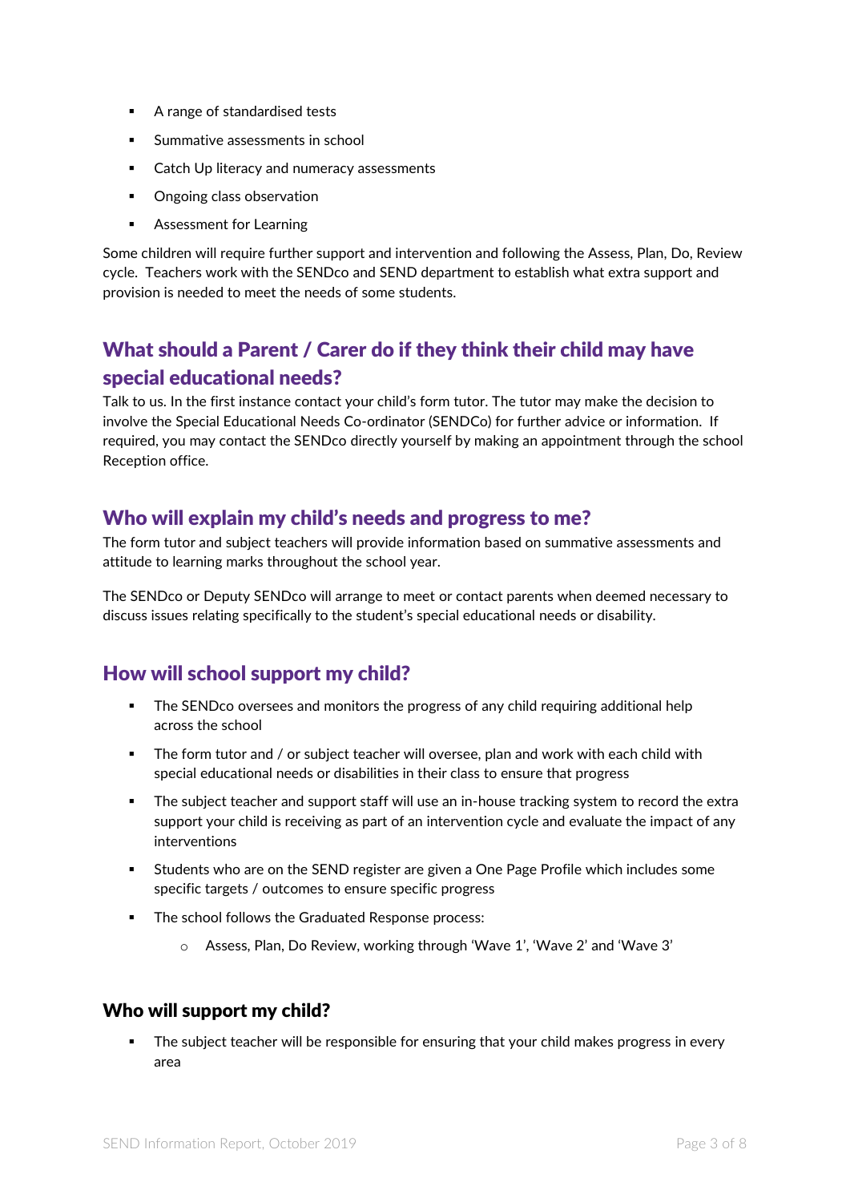- A range of standardised tests
- Summative assessments in school
- Catch Up literacy and numeracy assessments
- Ongoing class observation
- Assessment for Learning

Some children will require further support and intervention and following the Assess, Plan, Do, Review cycle. Teachers work with the SENDco and SEND department to establish what extra support and provision is needed to meet the needs of some students.

## What should a Parent / Carer do if they think their child may have special educational needs?

Talk to us. In the first instance contact your child's form tutor. The tutor may make the decision to involve the Special Educational Needs Co-ordinator (SENDCo) for further advice or information. If required, you may contact the SENDco directly yourself by making an appointment through the school Reception office.

## Who will explain my child's needs and progress to me?

The form tutor and subject teachers will provide information based on summative assessments and attitude to learning marks throughout the school year.

The SENDco or Deputy SENDco will arrange to meet or contact parents when deemed necessary to discuss issues relating specifically to the student's special educational needs or disability.

## How will school support my child?

- The SENDco oversees and monitors the progress of any child requiring additional help across the school
- The form tutor and / or subject teacher will oversee, plan and work with each child with special educational needs or disabilities in their class to ensure that progress
- The subject teacher and support staff will use an in-house tracking system to record the extra support your child is receiving as part of an intervention cycle and evaluate the impact of any interventions
- Students who are on the SEND register are given a One Page Profile which includes some specific targets / outcomes to ensure specific progress
- The school follows the Graduated Response process:
    - Assess, Plan, Do Review, working through 'Wave 1', 'Wave 2' and 'Wave 3'

### Who will support my child?

- The subject teacher will be responsible for ensuring that your child makes progress in every area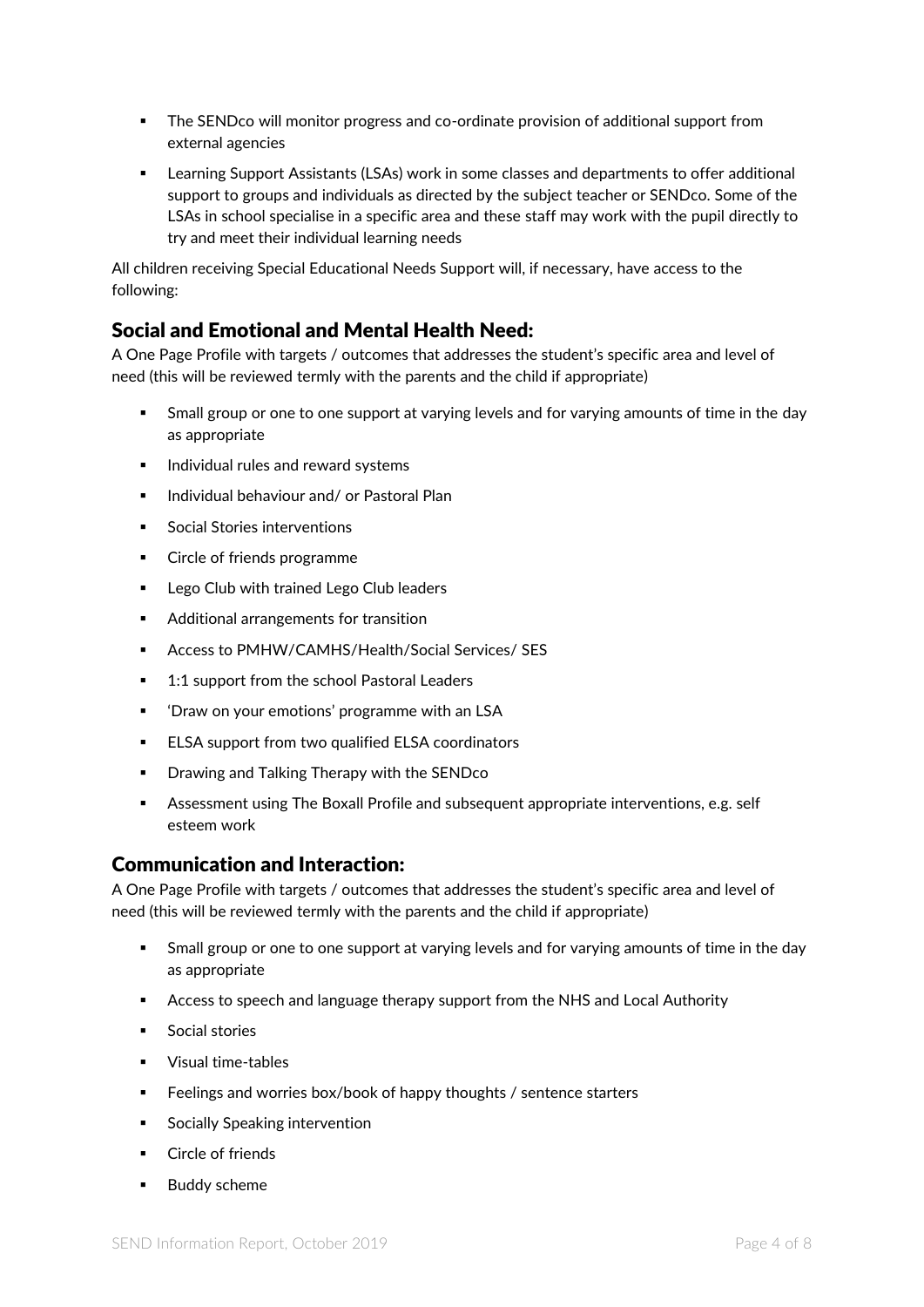- The SENDco will monitor progress and co-ordinate provision of additional support from external agencies
- Learning Support Assistants (LSAs) work in some classes and departments to offer additional support to groups and individuals as directed by the subject teacher or SENDco. Some of the LSAs in school specialise in a specific area and these staff may work with the pupil directly to try and meet their individual learning needs

All children receiving Special Educational Needs Support will, if necessary, have access to the following:

## Social and Emotional and Mental Health Need:

A One Page Profile with targets / outcomes that addresses the student's specific area and level of need (this will be reviewed termly with the parents and the child if appropriate)

- Small group or one to one support at varying levels and for varying amounts of time in the day as appropriate
- Individual rules and reward systems
- Individual behaviour and/ or Pastoral Plan
- Social Stories interventions
- Circle of friends programme
- Lego Club with trained Lego Club leaders
- Additional arrangements for transition
- Access to PMHW/CAMHS/Health/Social Services/ SES
- 1:1 support from the school Pastoral Leaders
- 'Draw on your emotions' programme with an LSA
- ELSA support from two qualified ELSA coordinators
- Drawing and Talking Therapy with the SENDco
- Assessment using The Boxall Profile and subsequent appropriate interventions, e.g. self esteem work

## Communication and Interaction:

A One Page Profile with targets / outcomes that addresses the student's specific area and level of need (this will be reviewed termly with the parents and the child if appropriate)

- Small group or one to one support at varying levels and for varying amounts of time in the day as appropriate
- Access to speech and language therapy support from the NHS and Local Authority
- Social stories
- Visual time-tables
- Feelings and worries box/book of happy thoughts / sentence starters
- Socially Speaking intervention
- Circle of friends
- Buddy scheme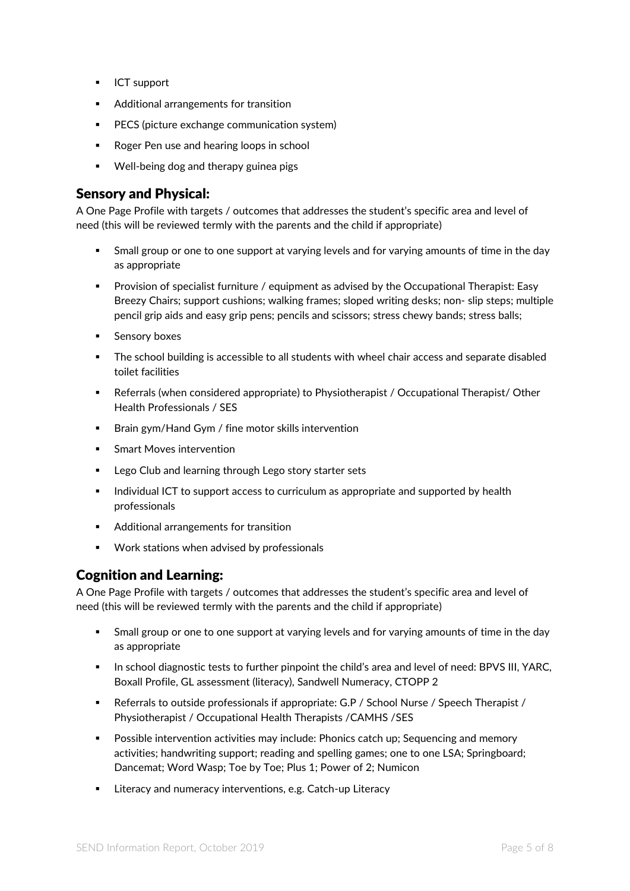- ICT support
- Additional arrangements for transition
- PECS (picture exchange communication system)
- Roger Pen use and hearing loops in school
- Well-being dog and therapy guinea pigs

## Sensory and Physical:

A One Page Profile with targets / outcomes that addresses the student's specific area and level of need (this will be reviewed termly with the parents and the child if appropriate)

- Small group or one to one support at varying levels and for varying amounts of time in the day as appropriate
- Provision of specialist furniture / equipment as advised by the Occupational Therapist: Easy Breezy Chairs; support cushions; walking frames; sloped writing desks; non- slip steps; multiple pencil grip aids and easy grip pens; pencils and scissors; stress chewy bands; stress balls;
- Sensory boxes
- The school building is accessible to all students with wheel chair access and separate disabled toilet facilities
- Referrals (when considered appropriate) to Physiotherapist / Occupational Therapist/ Other Health Professionals / SES
- Brain gym/Hand Gym / fine motor skills intervention
- Smart Moves intervention
- Lego Club and learning through Lego story starter sets
- Individual ICT to support access to curriculum as appropriate and supported by health professionals
- Additional arrangements for transition
- Work stations when advised by professionals

## Cognition and Learning:

A One Page Profile with targets / outcomes that addresses the student's specific area and level of need (this will be reviewed termly with the parents and the child if appropriate)

- Small group or one to one support at varying levels and for varying amounts of time in the day as appropriate
- In school diagnostic tests to further pinpoint the child's area and level of need: BPVS III, YARC, Boxall Profile, GL assessment (literacy), Sandwell Numeracy, CTOPP 2
- Referrals to outside professionals if appropriate: G.P / School Nurse / Speech Therapist / Physiotherapist / Occupational Health Therapists /CAMHS /SES
- Possible intervention activities may include: Phonics catch up; Sequencing and memory activities; handwriting support; reading and spelling games; one to one LSA; Springboard; Dancemat; Word Wasp; Toe by Toe; Plus 1; Power of 2; Numicon
- Literacy and numeracy interventions, e.g. Catch-up Literacy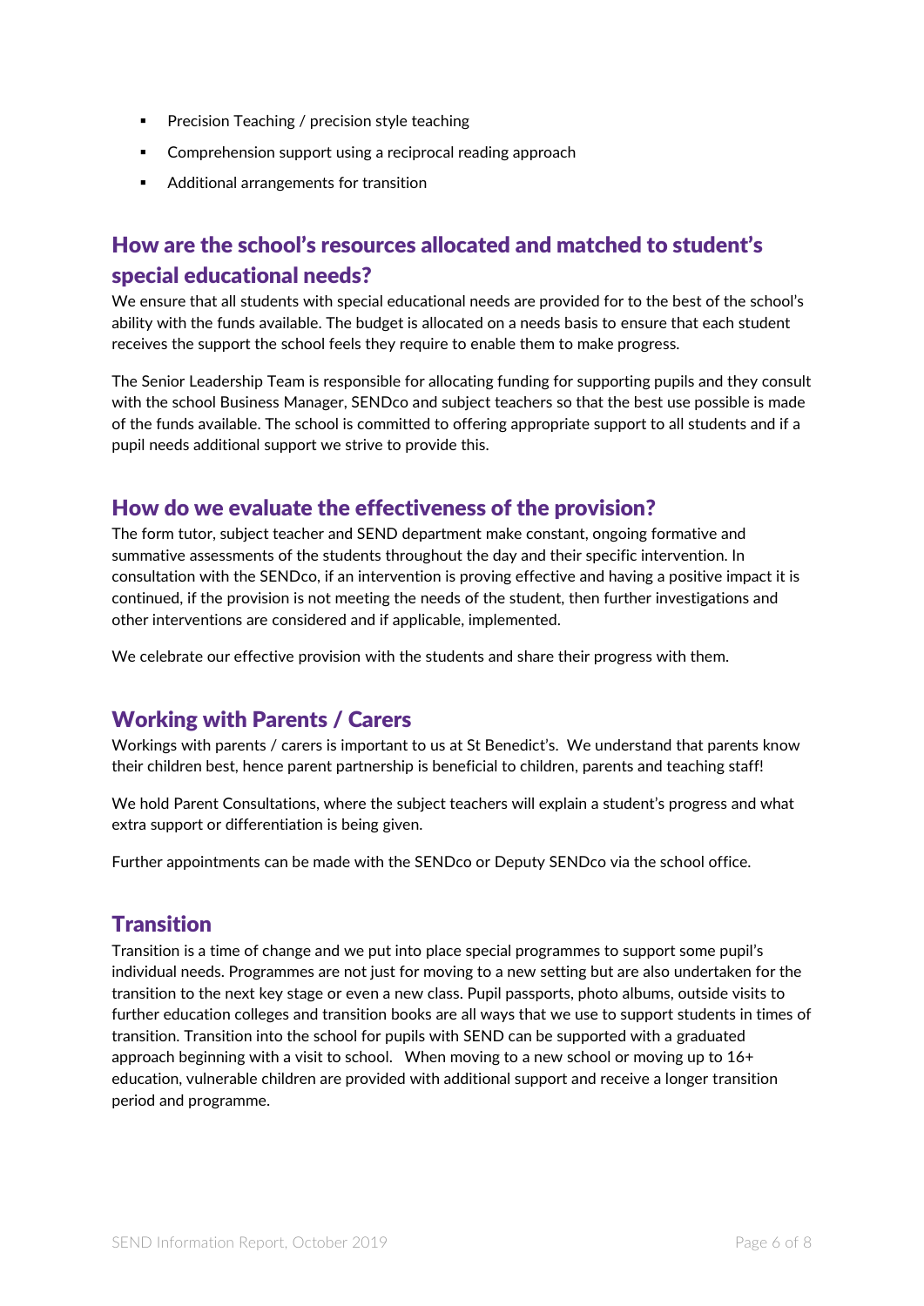- Precision Teaching / precision style teaching
- Comprehension support using a reciprocal reading approach
- Additional arrangements for transition

## How are the school's resources allocated and matched to student's special educational needs?

We ensure that all students with special educational needs are provided for to the best of the school's ability with the funds available. The budget is allocated on a needs basis to ensure that each student receives the support the school feels they require to enable them to make progress.

The Senior Leadership Team is responsible for allocating funding for supporting pupils and they consult with the school Business Manager, SENDco and subject teachers so that the best use possible is made of the funds available. The school is committed to offering appropriate support to all students and if a pupil needs additional support we strive to provide this.

## How do we evaluate the effectiveness of the provision?

The form tutor, subject teacher and SEND department make constant, ongoing formative and summative assessments of the students throughout the day and their specific intervention. In consultation with the SENDco, if an intervention is proving effective and having a positive impact it is continued, if the provision is not meeting the needs of the student, then further investigations and other interventions are considered and if applicable, implemented.

We celebrate our effective provision with the students and share their progress with them.

## Working with Parents / Carers

Workings with parents / carers is important to us at St Benedict's. We understand that parents know their children best, hence parent partnership is beneficial to children, parents and teaching staff!

We hold Parent Consultations, where the subject teachers will explain a student's progress and what extra support or differentiation is being given.

Further appointments can be made with the SENDco or Deputy SENDco via the school office.

## Transition

Transition is a time of change and we put into place special programmes to support some pupil's individual needs. Programmes are not just for moving to a new setting but are also undertaken for the transition to the next key stage or even a new class. Pupil passports, photo albums, outside visits to further education colleges and transition books are all ways that we use to support students in times of transition. Transition into the school for pupils with SEND can be supported with a graduated approach beginning with a visit to school. When moving to a new school or moving up to 16+ education, vulnerable children are provided with additional support and receive a longer transition period and programme.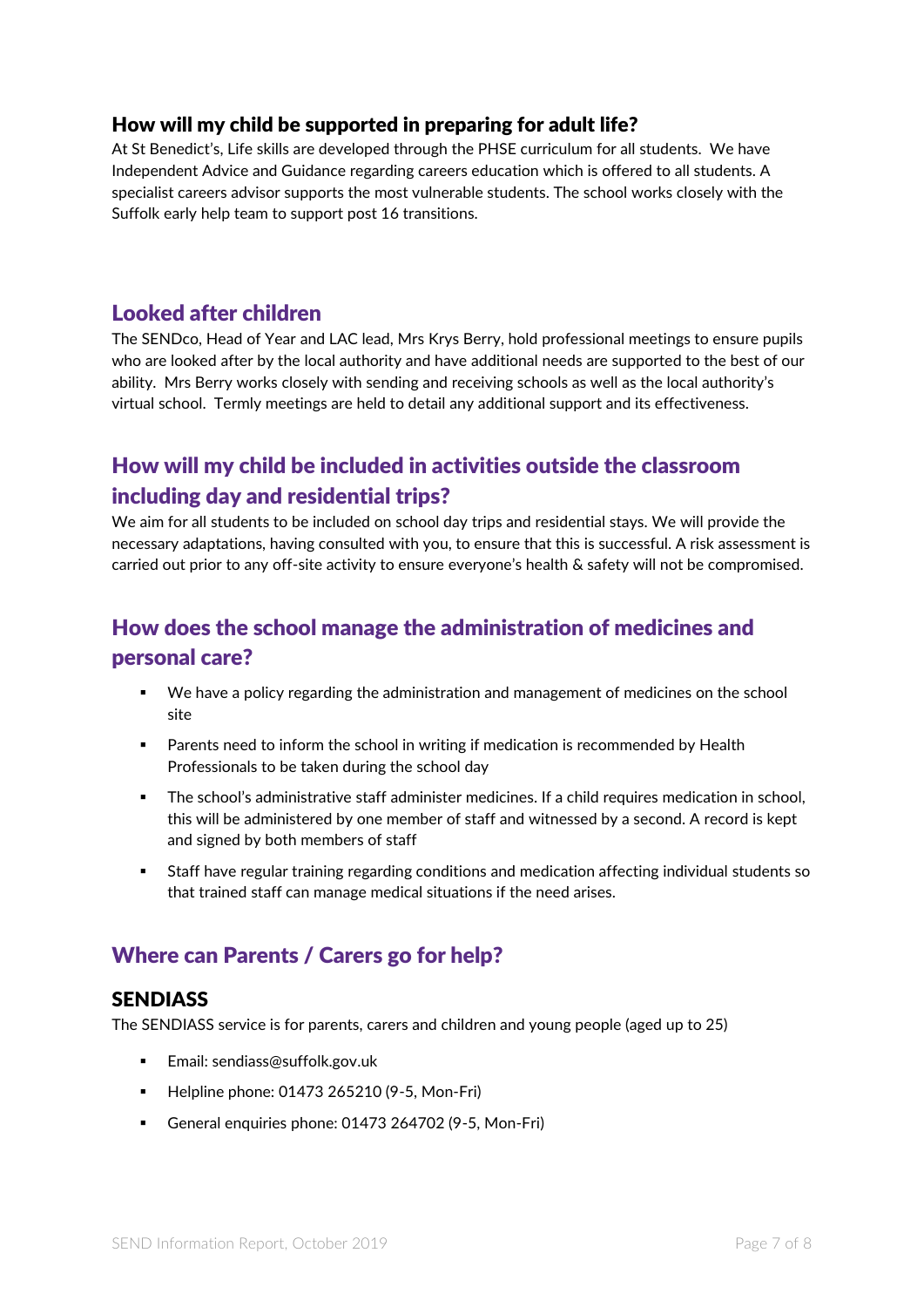## How will my child be supported in preparing for adult life?

At St Benedict's, Life skills are developed through the PHSE curriculum for all students. We have Independent Advice and Guidance regarding careers education which is offered to all students. A specialist careers advisor supports the most vulnerable students. The school works closely with the Suffolk early help team to support post 16 transitions.

## Looked after children

The SENDco, Head of Year and LAC lead, Mrs Krys Berry, hold professional meetings to ensure pupils who are looked after by the local authority and have additional needs are supported to the best of our ability. Mrs Berry works closely with sending and receiving schools as well as the local authority's virtual school. Termly meetings are held to detail any additional support and its effectiveness.

## How will my child be included in activities outside the classroom including day and residential trips?

We aim for all students to be included on school day trips and residential stays. We will provide the necessary adaptations, having consulted with you, to ensure that this is successful. A risk assessment is carried out prior to any off-site activity to ensure everyone's health & safety will not be compromised.

## How does the school manage the administration of medicines and personal care?

- We have a policy regarding the administration and management of medicines on the school site
- Parents need to inform the school in writing if medication is recommended by Health Professionals to be taken during the school day
- The school's administrative staff administer medicines. If a child requires medication in school, this will be administered by one member of staff and witnessed by a second. A record is kept and signed by both members of staff
- Staff have regular training regarding conditions and medication affecting individual students so that trained staff can manage medical situations if the need arises.

## Where can Parents / Carers go for help?

### SENDIASS

The SENDIASS service is for parents, carers and children and young people (aged up to 25)

- Email: sendiass@suffolk.gov.uk
- Helpline phone: 01473 265210 (9-5, Mon-Fri)
- General enquiries phone: 01473 264702 (9-5, Mon-Fri)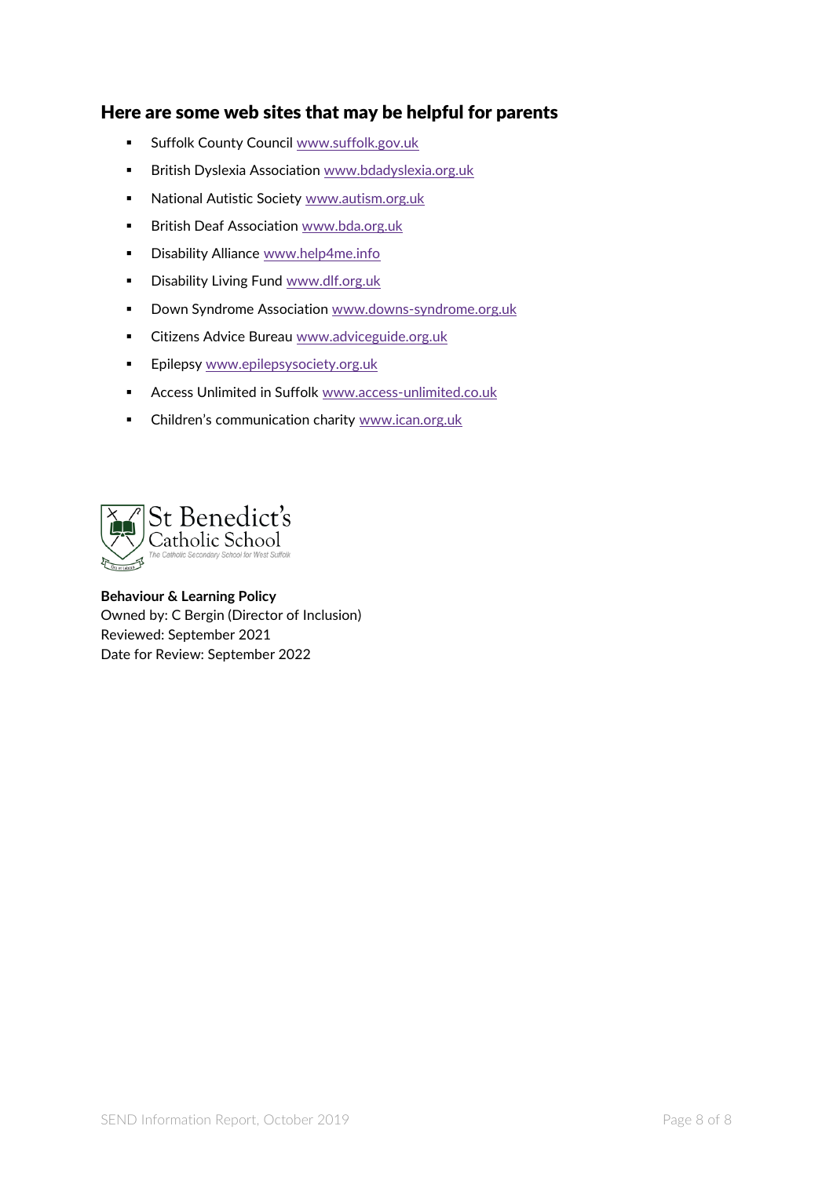## Here are some web sites that may be helpful for parents

- Suffolk County Council www.suffolk.gov.uk
- British Dyslexia Association www.bdadyslexia.org.uk
- National Autistic Society www.autism.org.uk
- British Deaf Association www.bda.org.uk
- Disability Alliance www.help4me.info
- Disability Living Fund www.dlf.org.uk
- Down Syndrome Association www.downs-syndrome.org.uk
- Citizens Advice Bureau www.adviceguide.org.uk
- Epilepsy www.epilepsysociety.org.uk
- Access Unlimited in Suffolk www.access-unlimited.co.uk
- Children's communication charity www.ican.org.uk

St Benedict's
Catholic School
The Catholic Secondary School for West Suffolk

**Behaviour & Learning Policy**
Owned by: C Bergin (Director of Inclusion)
Reviewed: September 2021
Date for Review: September 2022